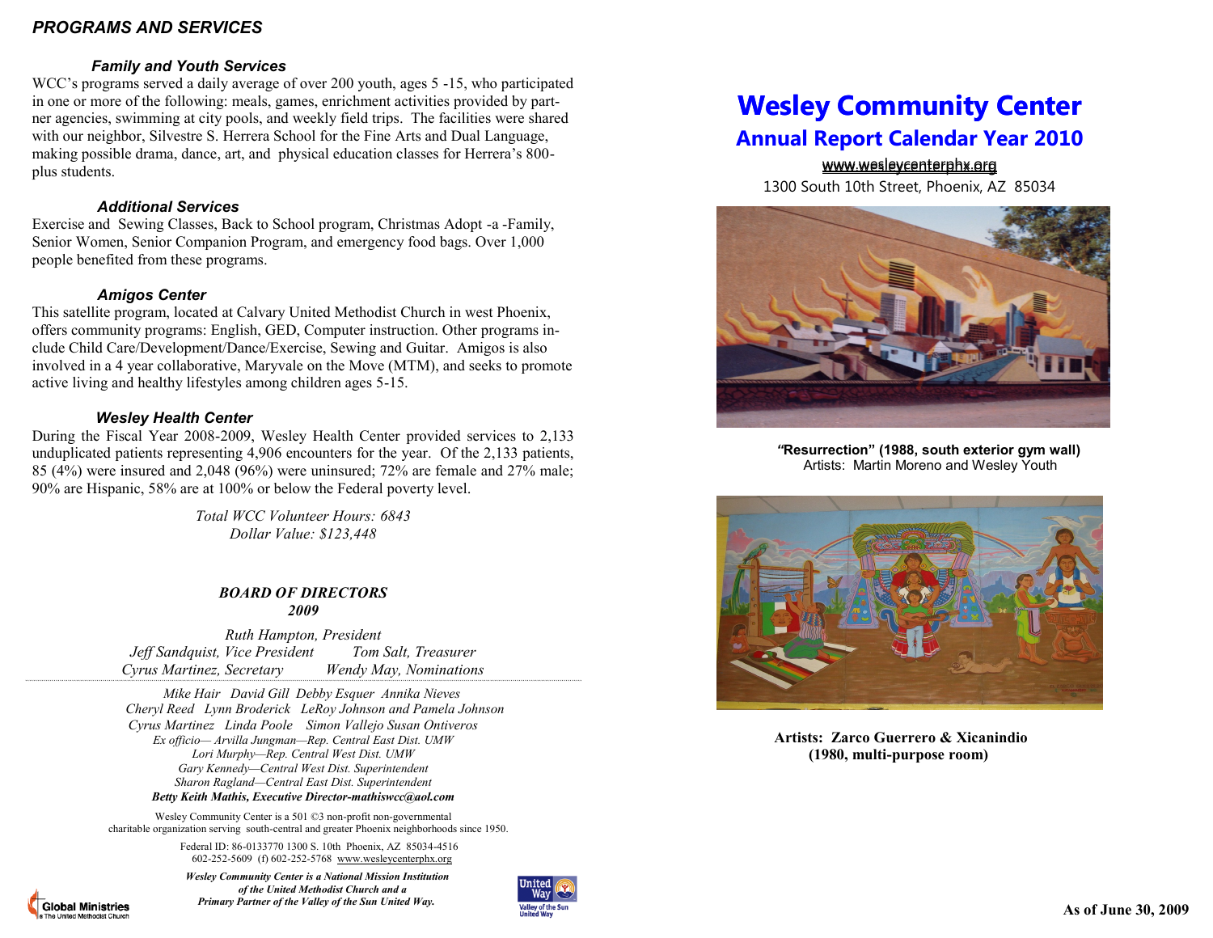## *PROGRAMS AND SERVICES*

### *Family and Youth Services*

WCC's programs served a daily average of over 200 youth, ages 5 -15, who participated in one or more of the following: meals, games, enrichment activities provided by partner agencies, swimming at city pools, and weekly field trips. The facilities were shared with our neighbor, Silvestre S. Herrera School for the Fine Arts and Dual Language, making possible drama, dance, art, and physical education classes for Herrera's 800-plus students.

### *Additional Services*

Exercise and Sewing Classes, Back to School program, Christmas Adopt -a -Family, Senior Women, Senior Companion Program, and emergency food bags. Over 1,000 people benefited from these programs.

### *Amigos Center*

This satellite program, located at Calvary United Methodist Church in west Phoenix, offers community programs: English, GED, Computer instruction. Other programs include Child Care/Development/Dance/Exercise, Sewing and Guitar. Amigos is also involved in a 4 year collaborative, Maryvale on the Move (MTM), and seeks to promote active living and healthy lifestyles among children ages 5-15.

### *Wesley Health Center*

During the Fiscal Year 2008-2009, Wesley Health Center provided services to 2,133 unduplicated patients representing 4,906 encounters for the year. Of the 2,133 patients, 85 (4%) were insured and 2,048 (96%) were uninsured; 72% are female and 27% male; 90% are Hispanic, 58% are at 100% or below the Federal poverty level.

*Total WCC Volunteer Hours: 6843*
*Dollar Value: $123,448*

### ***BOARD OF DIRECTORS 2009***

*Ruth Hampton, President*
*Jeff Sandquist, Vice President* — *Tom Salt, Treasurer*
*Cyrus Martinez, Secretary* — *Wendy May, Nominations*

*Mike Hair David Gill Debby Esquer Annika Nieves*
*Cheryl Reed Lynn Broderick LeRoy Johnson and Pamela Johnson*
*Cyrus Martinez Linda Poole Simon Vallejo Susan Ontiveros*
*Ex officio— Arvilla Jungman—Rep. Central East Dist. UMW*
*Lori Murphy—Rep. Central West Dist. UMW*
*Gary Kennedy—Central West Dist. Superintendent*
*Sharon Ragland—Central East Dist. Superintendent*
***Betty Keith Mathis, Executive Director-mathiswcc@aol.com***

Wesley Community Center is a 501 ©3 non-profit non-governmental charitable organization serving south-central and greater Phoenix neighborhoods since 1950.

Federal ID: 86-0133770 1300 S. 10th Phoenix, AZ 85034-4516
602-252-5609 (f) 602-252-5768 www.wesleycenterphx.org

***Wesley Community Center is a National Mission Institution of the United Methodist Church and a Primary Partner of the Valley of the Sun United Way.***

Global Ministries — The United Methodist Church

United Way — Valley of the Sun United Way

# Wesley Community Center

## Annual Report Calendar Year 2010

www.wesleycenterphx.org
1300 South 10th Street, Phoenix, AZ 85034

**"Resurrection" (1988, south exterior gym wall)**
Artists: Martin Moreno and Wesley Youth

**Artists: Zarco Guerrero & Xicanindio (1980, multi-purpose room)**

**As of June 30, 2009**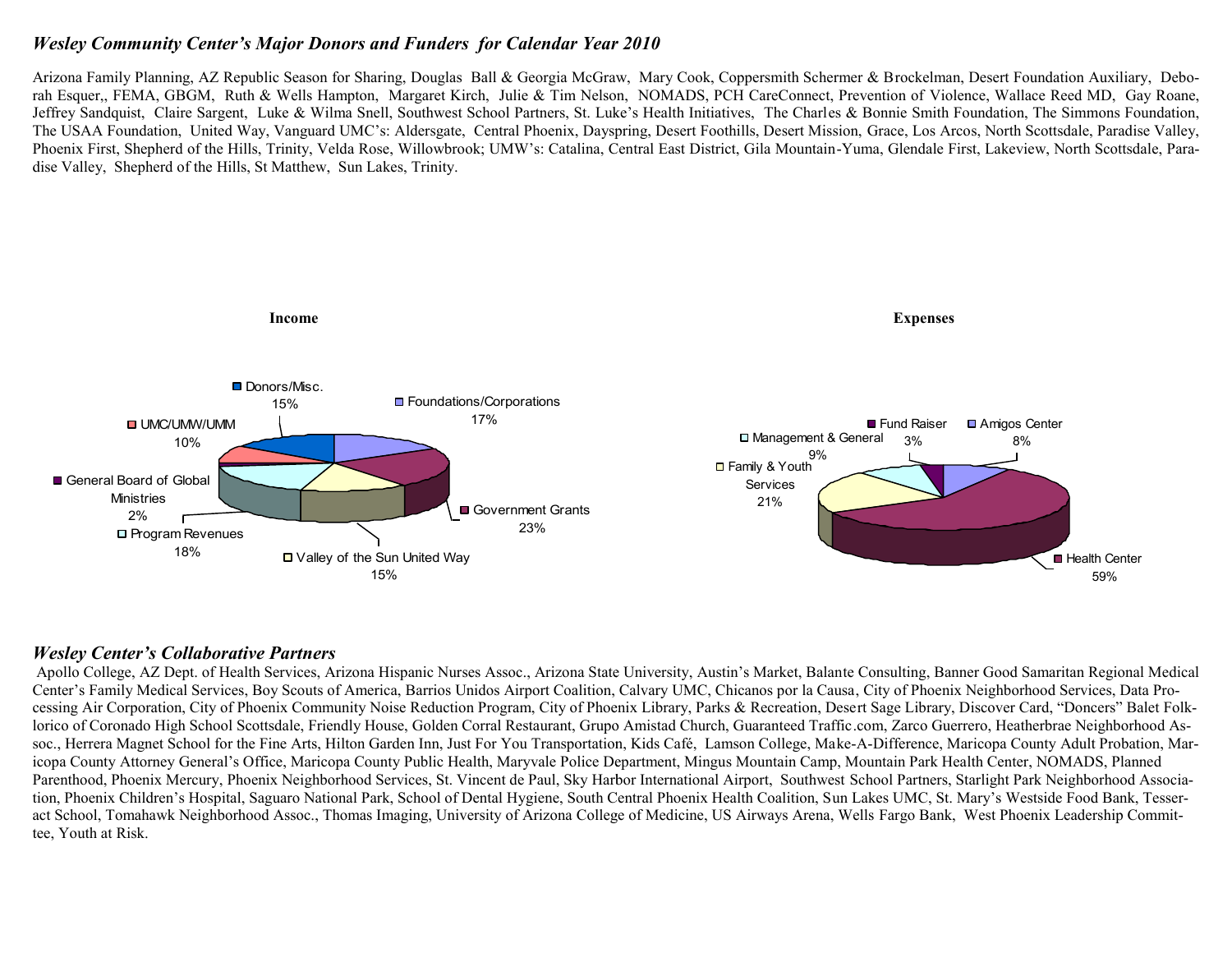## *Wesley Community Center's Major Donors and Funders for Calendar Year 2010*

Arizona Family Planning, AZ Republic Season for Sharing, Douglas Ball & Georgia McGraw, Mary Cook, Coppersmith Schermer & Brockelman, Desert Foundation Auxiliary, Deborah Esquer,, FEMA, GBGM, Ruth & Wells Hampton, Margaret Kirch, Julie & Tim Nelson, NOMADS, PCH CareConnect, Prevention of Violence, Wallace Reed MD, Gay Roane, Jeffrey Sandquist, Claire Sargent, Luke & Wilma Snell, Southwest School Partners, St. Luke's Health Initiatives, The Charles & Bonnie Smith Foundation, The Simmons Foundation, The USAA Foundation, United Way, Vanguard UMC's: Aldersgate, Central Phoenix, Dayspring, Desert Foothills, Desert Mission, Grace, Los Arcos, North Scottsdale, Paradise Valley, Phoenix First, Shepherd of the Hills, Trinity, Velda Rose, Willowbrook; UMW's: Catalina, Central East District, Gila Mountain-Yuma, Glendale First, Lakeview, North Scottsdale, Paradise Valley, Shepherd of the Hills, St Matthew, Sun Lakes, Trinity.

**Income**

Donors/Misc.
15%

Foundations/Corporations
17%

UMC/UMW/UMM
10%

General Board of Global Ministries
2%

Program Revenues
18%

Valley of the Sun United Way
15%

Government Grants
23%

**Expenses**

Fund Raiser
3%

Amigos Center
8%

Management & General
9%

Family & Youth Services
21%

Health Center
59%

## *Wesley Center's Collaborative Partners*

Apollo College, AZ Dept. of Health Services, Arizona Hispanic Nurses Assoc., Arizona State University, Austin's Market, Balante Consulting, Banner Good Samaritan Regional Medical Center's Family Medical Services, Boy Scouts of America, Barrios Unidos Airport Coalition, Calvary UMC, Chicanos por la Causa, City of Phoenix Neighborhood Services, Data Processing Air Corporation, City of Phoenix Community Noise Reduction Program, City of Phoenix Library, Parks & Recreation, Desert Sage Library, Discover Card, "Doncers" Balet Folklorico of Coronado High School Scottsdale, Friendly House, Golden Corral Restaurant, Grupo Amistad Church, Guaranteed Traffic.com, Zarco Guerrero, Heatherbrae Neighborhood Assoc., Herrera Magnet School for the Fine Arts, Hilton Garden Inn, Just For You Transportation, Kids Café, Lamson College, Make-A-Difference, Maricopa County Adult Probation, Maricopa County Attorney General's Office, Maricopa County Public Health, Maryvale Police Department, Mingus Mountain Camp, Mountain Park Health Center, NOMADS, Planned Parenthood, Phoenix Mercury, Phoenix Neighborhood Services, St. Vincent de Paul, Sky Harbor International Airport, Southwest School Partners, Starlight Park Neighborhood Association, Phoenix Children's Hospital, Saguaro National Park, School of Dental Hygiene, South Central Phoenix Health Coalition, Sun Lakes UMC, St. Mary's Westside Food Bank, Tesseract School, Tomahawk Neighborhood Assoc., Thomas Imaging, University of Arizona College of Medicine, US Airways Arena, Wells Fargo Bank, West Phoenix Leadership Committee, Youth at Risk.